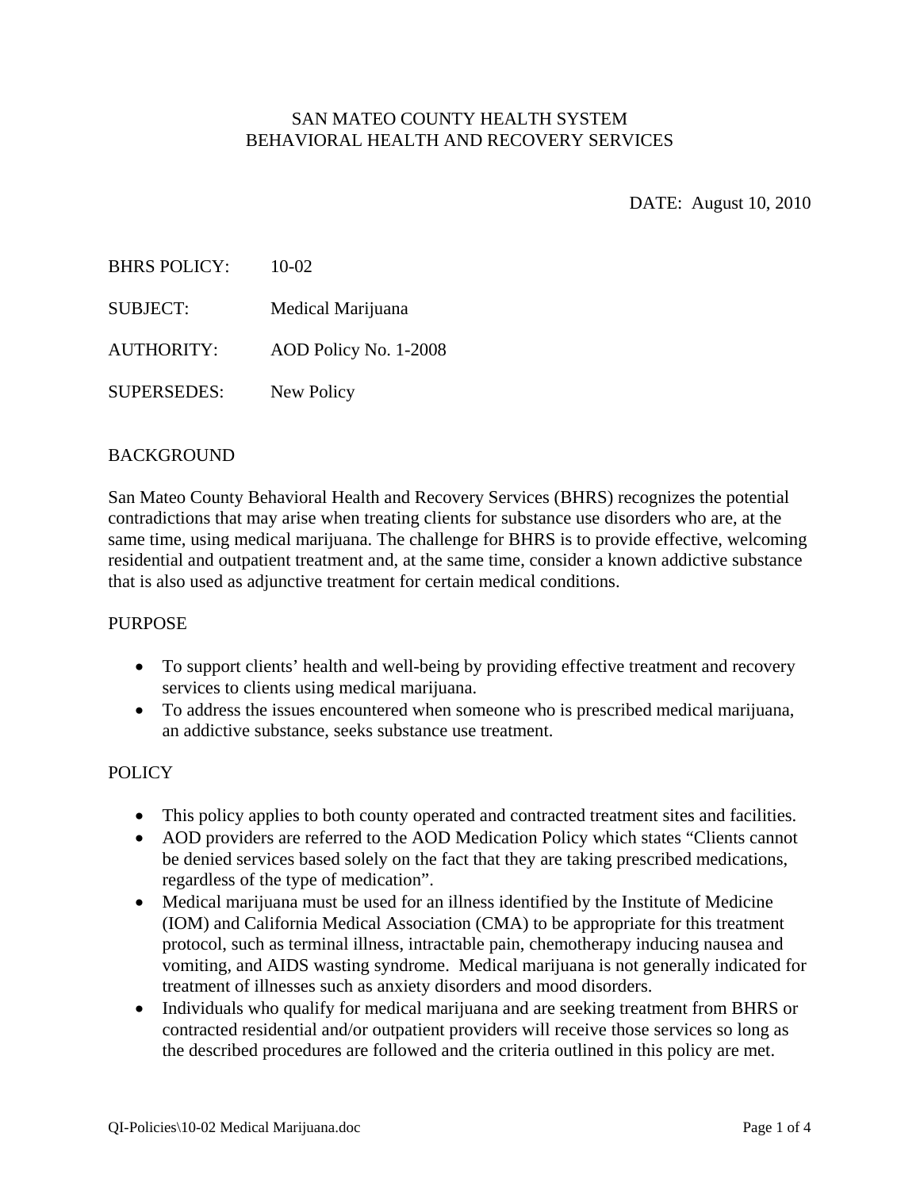# SAN MATEO COUNTY HEALTH SYSTEM
# BEHAVIORAL HEALTH AND RECOVERY SERVICES

DATE: August 10, 2010

BHRS POLICY: 10-02

SUBJECT: Medical Marijuana

AUTHORITY: AOD Policy No. 1-2008

SUPERSEDES: New Policy

## BACKGROUND

San Mateo County Behavioral Health and Recovery Services (BHRS) recognizes the potential contradictions that may arise when treating clients for substance use disorders who are, at the same time, using medical marijuana. The challenge for BHRS is to provide effective, welcoming residential and outpatient treatment and, at the same time, consider a known addictive substance that is also used as adjunctive treatment for certain medical conditions.

## PURPOSE

- To support clients' health and well-being by providing effective treatment and recovery services to clients using medical marijuana.
- To address the issues encountered when someone who is prescribed medical marijuana, an addictive substance, seeks substance use treatment.

## POLICY

- This policy applies to both county operated and contracted treatment sites and facilities.
- AOD providers are referred to the AOD Medication Policy which states "Clients cannot be denied services based solely on the fact that they are taking prescribed medications, regardless of the type of medication".
- Medical marijuana must be used for an illness identified by the Institute of Medicine (IOM) and California Medical Association (CMA) to be appropriate for this treatment protocol, such as terminal illness, intractable pain, chemotherapy inducing nausea and vomiting, and AIDS wasting syndrome. Medical marijuana is not generally indicated for treatment of illnesses such as anxiety disorders and mood disorders.
- Individuals who qualify for medical marijuana and are seeking treatment from BHRS or contracted residential and/or outpatient providers will receive those services so long as the described procedures are followed and the criteria outlined in this policy are met.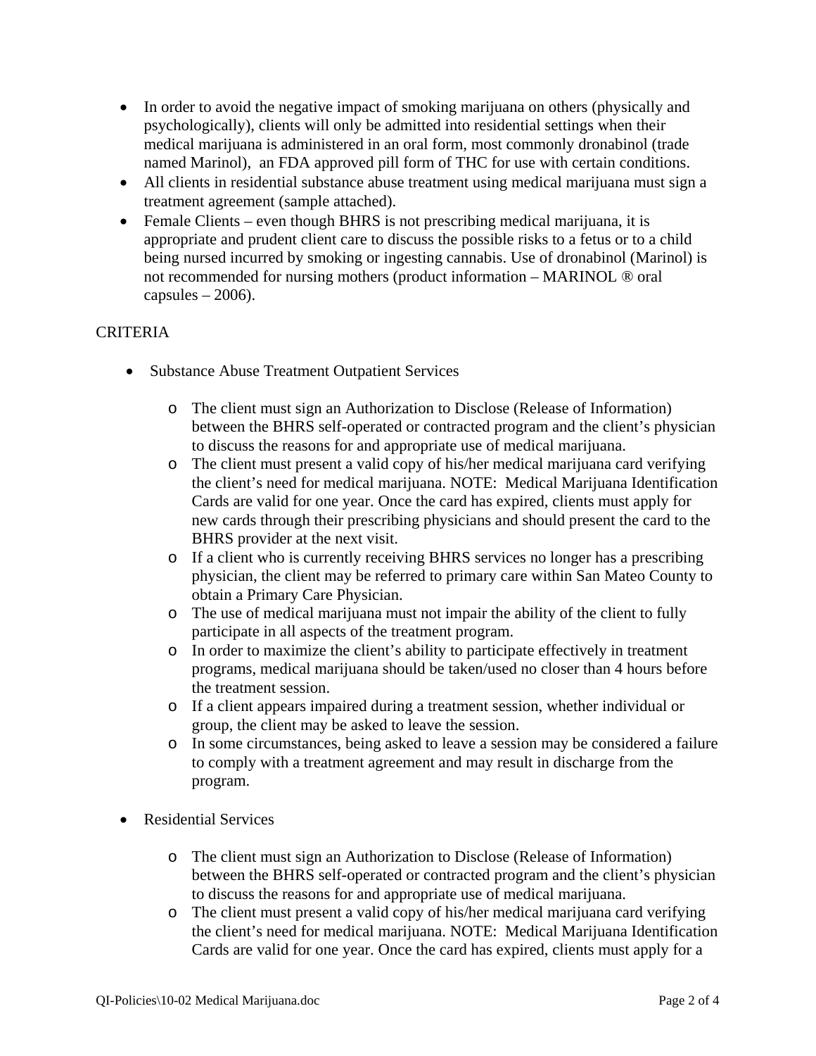- In order to avoid the negative impact of smoking marijuana on others (physically and psychologically), clients will only be admitted into residential settings when their medical marijuana is administered in an oral form, most commonly dronabinol (trade named Marinol), an FDA approved pill form of THC for use with certain conditions.
- All clients in residential substance abuse treatment using medical marijuana must sign a treatment agreement (sample attached).
- Female Clients – even though BHRS is not prescribing medical marijuana, it is appropriate and prudent client care to discuss the possible risks to a fetus or to a child being nursed incurred by smoking or ingesting cannabis. Use of dronabinol (Marinol) is not recommended for nursing mothers (product information – MARINOL ® oral capsules – 2006).

CRITERIA

- Substance Abuse Treatment Outpatient Services
  - The client must sign an Authorization to Disclose (Release of Information) between the BHRS self-operated or contracted program and the client's physician to discuss the reasons for and appropriate use of medical marijuana.
  - The client must present a valid copy of his/her medical marijuana card verifying the client's need for medical marijuana. NOTE: Medical Marijuana Identification Cards are valid for one year. Once the card has expired, clients must apply for new cards through their prescribing physicians and should present the card to the BHRS provider at the next visit.
  - If a client who is currently receiving BHRS services no longer has a prescribing physician, the client may be referred to primary care within San Mateo County to obtain a Primary Care Physician.
  - The use of medical marijuana must not impair the ability of the client to fully participate in all aspects of the treatment program.
  - In order to maximize the client's ability to participate effectively in treatment programs, medical marijuana should be taken/used no closer than 4 hours before the treatment session.
  - If a client appears impaired during a treatment session, whether individual or group, the client may be asked to leave the session.
  - In some circumstances, being asked to leave a session may be considered a failure to comply with a treatment agreement and may result in discharge from the program.

- Residential Services
  - The client must sign an Authorization to Disclose (Release of Information) between the BHRS self-operated or contracted program and the client's physician to discuss the reasons for and appropriate use of medical marijuana.
  - The client must present a valid copy of his/her medical marijuana card verifying the client's need for medical marijuana. NOTE: Medical Marijuana Identification Cards are valid for one year. Once the card has expired, clients must apply for a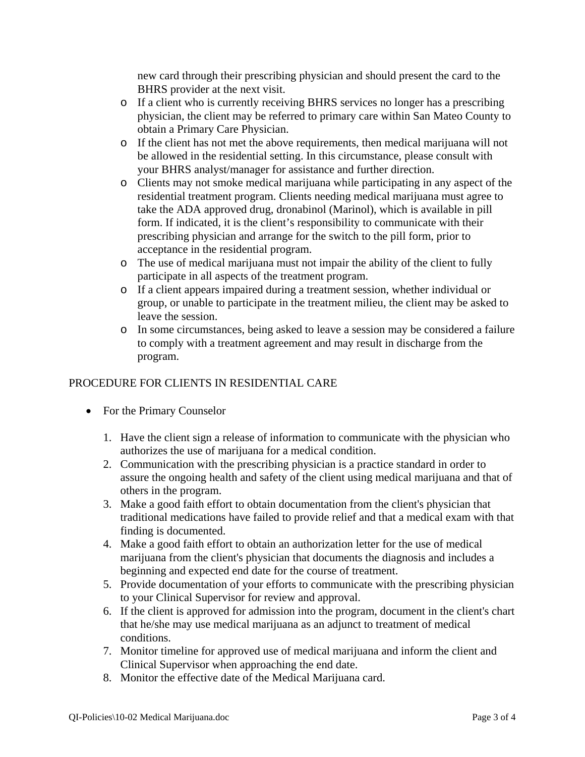- new card through their prescribing physician and should present the card to the BHRS provider at the next visit.
  - If a client who is currently receiving BHRS services no longer has a prescribing physician, the client may be referred to primary care within San Mateo County to obtain a Primary Care Physician.
  - If the client has not met the above requirements, then medical marijuana will not be allowed in the residential setting. In this circumstance, please consult with your BHRS analyst/manager for assistance and further direction.
  - Clients may not smoke medical marijuana while participating in any aspect of the residential treatment program. Clients needing medical marijuana must agree to take the ADA approved drug, dronabinol (Marinol), which is available in pill form. If indicated, it is the client's responsibility to communicate with their prescribing physician and arrange for the switch to the pill form, prior to acceptance in the residential program.
  - The use of medical marijuana must not impair the ability of the client to fully participate in all aspects of the treatment program.
  - If a client appears impaired during a treatment session, whether individual or group, or unable to participate in the treatment milieu, the client may be asked to leave the session.
  - In some circumstances, being asked to leave a session may be considered a failure to comply with a treatment agreement and may result in discharge from the program.

PROCEDURE FOR CLIENTS IN RESIDENTIAL CARE

- For the Primary Counselor

  1. Have the client sign a release of information to communicate with the physician who authorizes the use of marijuana for a medical condition.
  2. Communication with the prescribing physician is a practice standard in order to assure the ongoing health and safety of the client using medical marijuana and that of others in the program.
  3. Make a good faith effort to obtain documentation from the client's physician that traditional medications have failed to provide relief and that a medical exam with that finding is documented.
  4. Make a good faith effort to obtain an authorization letter for the use of medical marijuana from the client's physician that documents the diagnosis and includes a beginning and expected end date for the course of treatment.
  5. Provide documentation of your efforts to communicate with the prescribing physician to your Clinical Supervisor for review and approval.
  6. If the client is approved for admission into the program, document in the client's chart that he/she may use medical marijuana as an adjunct to treatment of medical conditions.
  7. Monitor timeline for approved use of medical marijuana and inform the client and Clinical Supervisor when approaching the end date.
  8. Monitor the effective date of the Medical Marijuana card.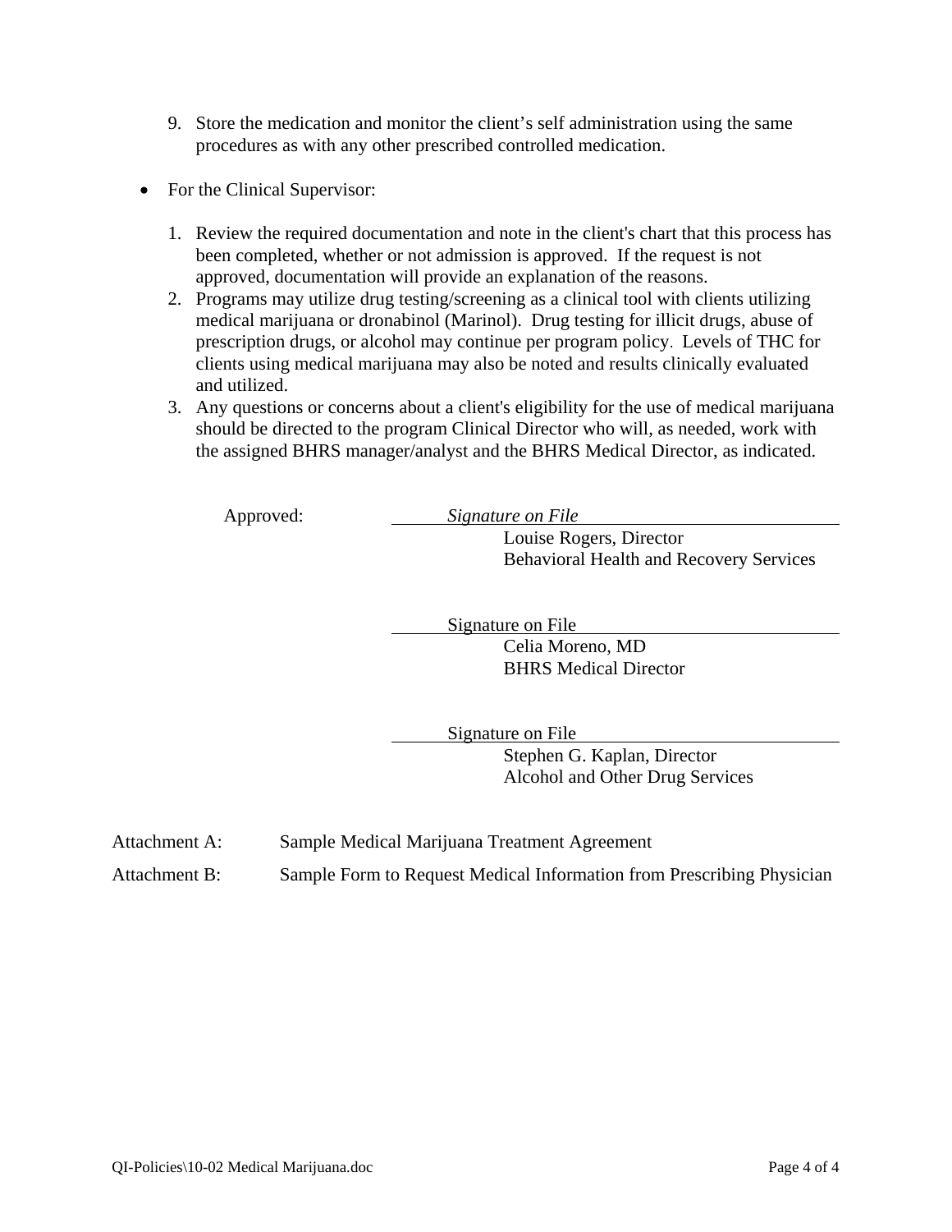9. Store the medication and monitor the client's self administration using the same procedures as with any other prescribed controlled medication.

- For the Clinical Supervisor:

1. Review the required documentation and note in the client's chart that this process has been completed, whether or not admission is approved. If the request is not approved, documentation will provide an explanation of the reasons.
2. Programs may utilize drug testing/screening as a clinical tool with clients utilizing medical marijuana or dronabinol (Marinol). Drug testing for illicit drugs, abuse of prescription drugs, or alcohol may continue per program policy. Levels of THC for clients using medical marijuana may also be noted and results clinically evaluated and utilized.
3. Any questions or concerns about a client's eligibility for the use of medical marijuana should be directed to the program Clinical Director who will, as needed, work with the assigned BHRS manager/analyst and the BHRS Medical Director, as indicated.

Approved: *Signature on File*
Louise Rogers, Director
Behavioral Health and Recovery Services

Signature on File
Celia Moreno, MD
BHRS Medical Director

Signature on File
Stephen G. Kaplan, Director
Alcohol and Other Drug Services

Attachment A: Sample Medical Marijuana Treatment Agreement

Attachment B: Sample Form to Request Medical Information from Prescribing Physician